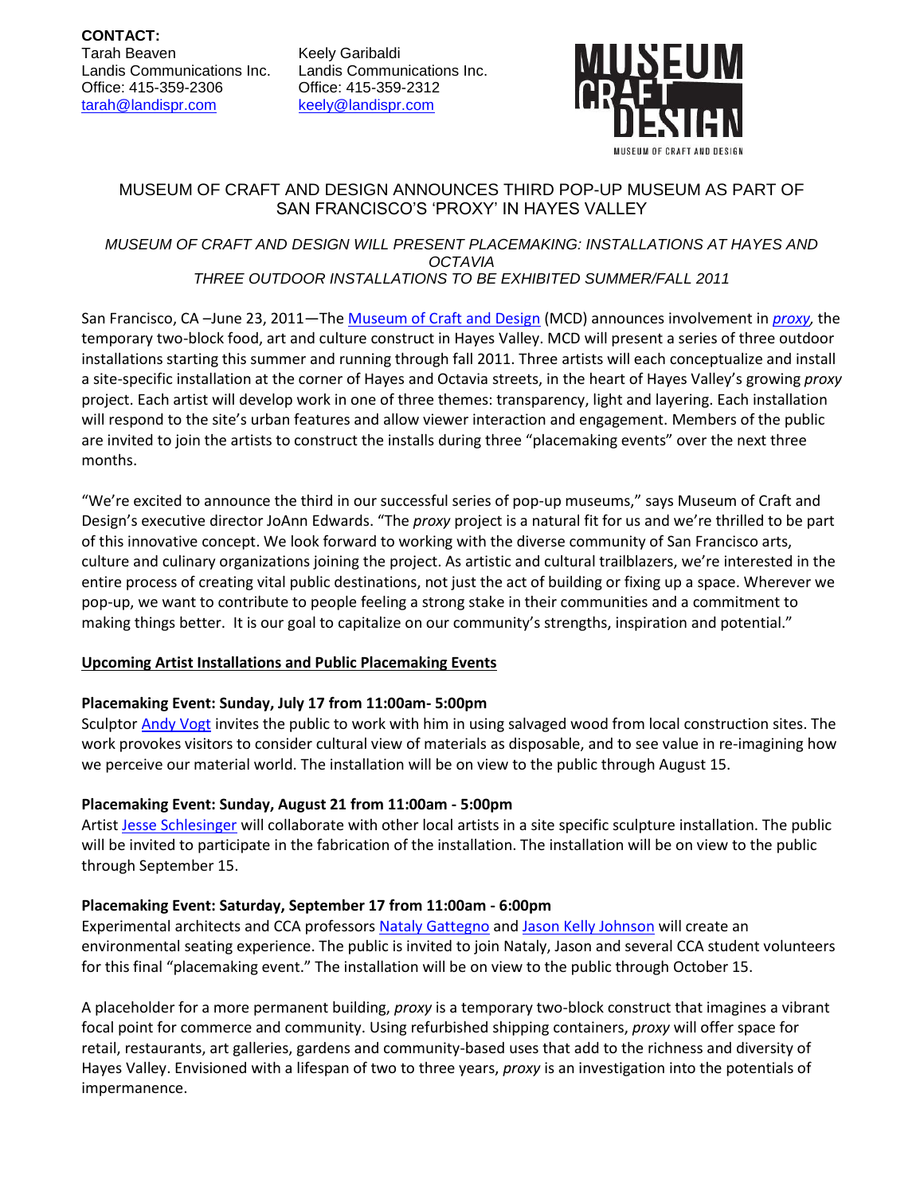**CONTACT:**

Tarah Beaven
Landis Communications Inc.
Office: 415-359-2306
tarah@landispr.com

Keely Garibaldi
Landis Communications Inc.
Office: 415-359-2312
keely@landispr.com

MUSEUM CRAFT DESIGN
MUSEUM OF CRAFT AND DESIGN

# MUSEUM OF CRAFT AND DESIGN ANNOUNCES THIRD POP-UP MUSEUM AS PART OF SAN FRANCISCO'S 'PROXY' IN HAYES VALLEY

*MUSEUM OF CRAFT AND DESIGN WILL PRESENT PLACEMAKING: INSTALLATIONS AT HAYES AND OCTAVIA*
*THREE OUTDOOR INSTALLATIONS TO BE EXHIBITED SUMMER/FALL 2011*

San Francisco, CA –June 23, 2011—The Museum of Craft and Design (MCD) announces involvement in *proxy*, the temporary two-block food, art and culture construct in Hayes Valley. MCD will present a series of three outdoor installations starting this summer and running through fall 2011. Three artists will each conceptualize and install a site-specific installation at the corner of Hayes and Octavia streets, in the heart of Hayes Valley's growing *proxy* project. Each artist will develop work in one of three themes: transparency, light and layering. Each installation will respond to the site's urban features and allow viewer interaction and engagement. Members of the public are invited to join the artists to construct the installs during three "placemaking events" over the next three months.

"We're excited to announce the third in our successful series of pop-up museums," says Museum of Craft and Design's executive director JoAnn Edwards. "The *proxy* project is a natural fit for us and we're thrilled to be part of this innovative concept. We look forward to working with the diverse community of San Francisco arts, culture and culinary organizations joining the project. As artistic and cultural trailblazers, we're interested in the entire process of creating vital public destinations, not just the act of building or fixing up a space. Wherever we pop-up, we want to contribute to people feeling a strong stake in their communities and a commitment to making things better. It is our goal to capitalize on our community's strengths, inspiration and potential."

**Upcoming Artist Installations and Public Placemaking Events**

**Placemaking Event: Sunday, July 17 from 11:00am- 5:00pm**
Sculptor Andy Vogt invites the public to work with him in using salvaged wood from local construction sites. The work provokes visitors to consider cultural view of materials as disposable, and to see value in re-imagining how we perceive our material world. The installation will be on view to the public through August 15.

**Placemaking Event: Sunday, August 21 from 11:00am - 5:00pm**
Artist Jesse Schlesinger will collaborate with other local artists in a site specific sculpture installation. The public will be invited to participate in the fabrication of the installation. The installation will be on view to the public through September 15.

**Placemaking Event: Saturday, September 17 from 11:00am - 6:00pm**
Experimental architects and CCA professors Nataly Gattegno and Jason Kelly Johnson will create an environmental seating experience. The public is invited to join Nataly, Jason and several CCA student volunteers for this final "placemaking event." The installation will be on view to the public through October 15.

A placeholder for a more permanent building, *proxy* is a temporary two-block construct that imagines a vibrant focal point for commerce and community. Using refurbished shipping containers, *proxy* will offer space for retail, restaurants, art galleries, gardens and community-based uses that add to the richness and diversity of Hayes Valley. Envisioned with a lifespan of two to three years, *proxy* is an investigation into the potentials of impermanence.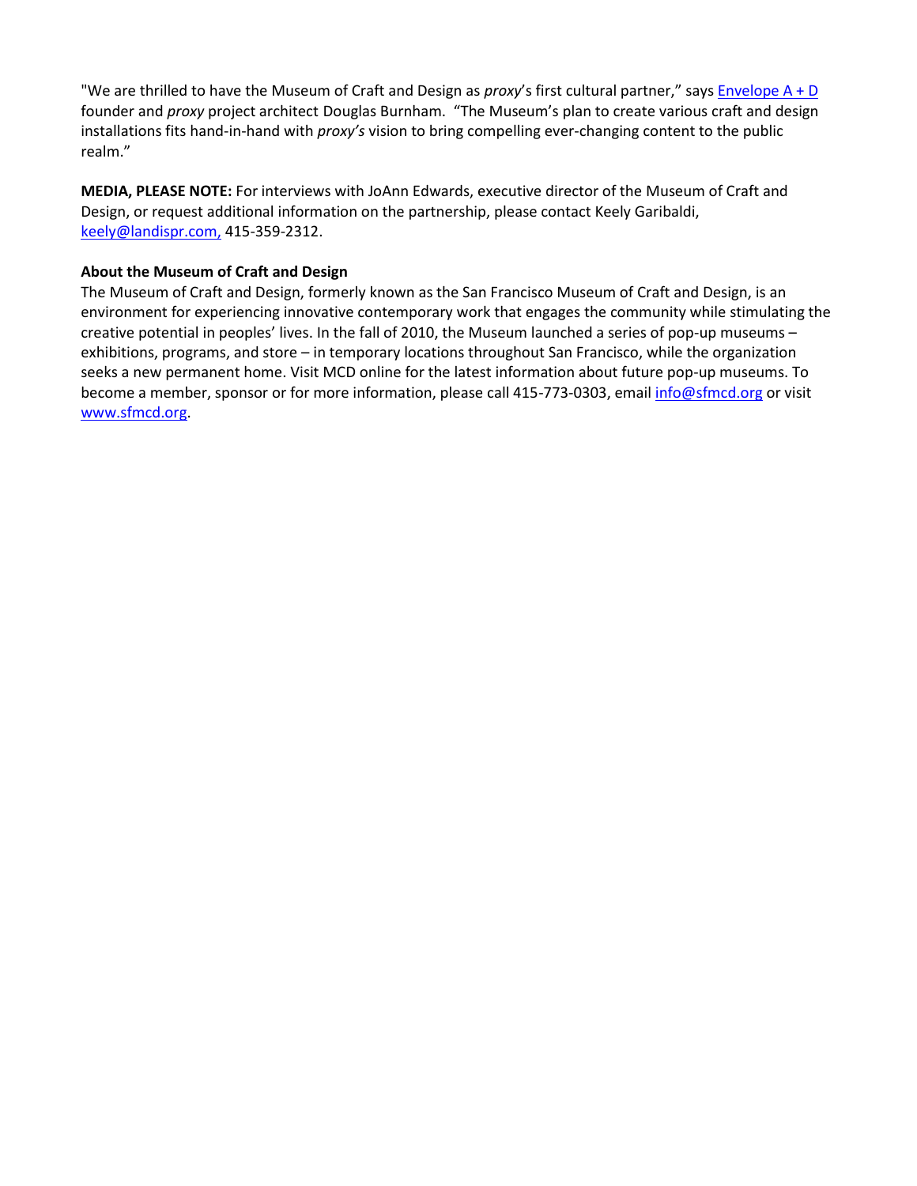"We are thrilled to have the Museum of Craft and Design as *proxy*'s first cultural partner," says Envelope A + D founder and *proxy* project architect Douglas Burnham.  "The Museum's plan to create various craft and design installations fits hand-in-hand with *proxy's* vision to bring compelling ever-changing content to the public realm."

**MEDIA, PLEASE NOTE:** For interviews with JoAnn Edwards, executive director of the Museum of Craft and Design, or request additional information on the partnership, please contact Keely Garibaldi, keely@landispr.com, 415-359-2312.

**About the Museum of Craft and Design**
The Museum of Craft and Design, formerly known as the San Francisco Museum of Craft and Design, is an environment for experiencing innovative contemporary work that engages the community while stimulating the creative potential in peoples' lives. In the fall of 2010, the Museum launched a series of pop-up museums – exhibitions, programs, and store – in temporary locations throughout San Francisco, while the organization seeks a new permanent home. Visit MCD online for the latest information about future pop-up museums. To become a member, sponsor or for more information, please call 415-773-0303, email info@sfmcd.org or visit www.sfmcd.org.